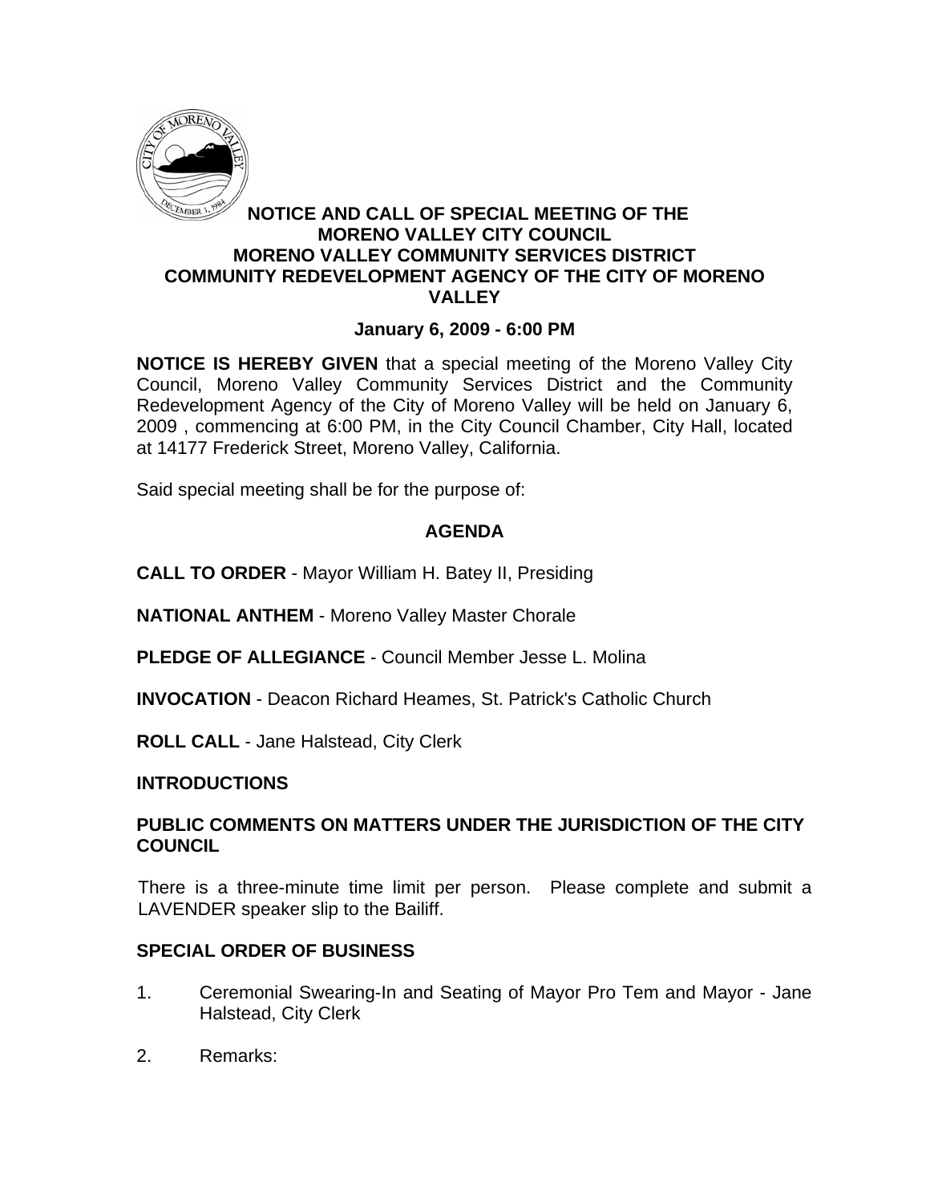**NOTICE AND CALL OF SPECIAL MEETING OF THE MORENO VALLEY CITY COUNCIL MORENO VALLEY COMMUNITY SERVICES DISTRICT COMMUNITY REDEVELOPMENT AGENCY OF THE CITY OF MORENO VALLEY**

**January 6, 2009 - 6:00 PM**

**NOTICE IS HEREBY GIVEN** that a special meeting of the Moreno Valley City Council, Moreno Valley Community Services District and the Community Redevelopment Agency of the City of Moreno Valley will be held on January 6, 2009 , commencing at 6:00 PM, in the City Council Chamber, City Hall, located at 14177 Frederick Street, Moreno Valley, California.

Said special meeting shall be for the purpose of:

## AGENDA

**CALL TO ORDER** - Mayor William H. Batey II, Presiding

**NATIONAL ANTHEM** - Moreno Valley Master Chorale

**PLEDGE OF ALLEGIANCE** - Council Member Jesse L. Molina

**INVOCATION** - Deacon Richard Heames, St. Patrick's Catholic Church

**ROLL CALL** - Jane Halstead, City Clerk

**INTRODUCTIONS**

**PUBLIC COMMENTS ON MATTERS UNDER THE JURISDICTION OF THE CITY COUNCIL**

There is a three-minute time limit per person. Please complete and submit a LAVENDER speaker slip to the Bailiff.

**SPECIAL ORDER OF BUSINESS**

1. Ceremonial Swearing-In and Seating of Mayor Pro Tem and Mayor - Jane Halstead, City Clerk

2. Remarks: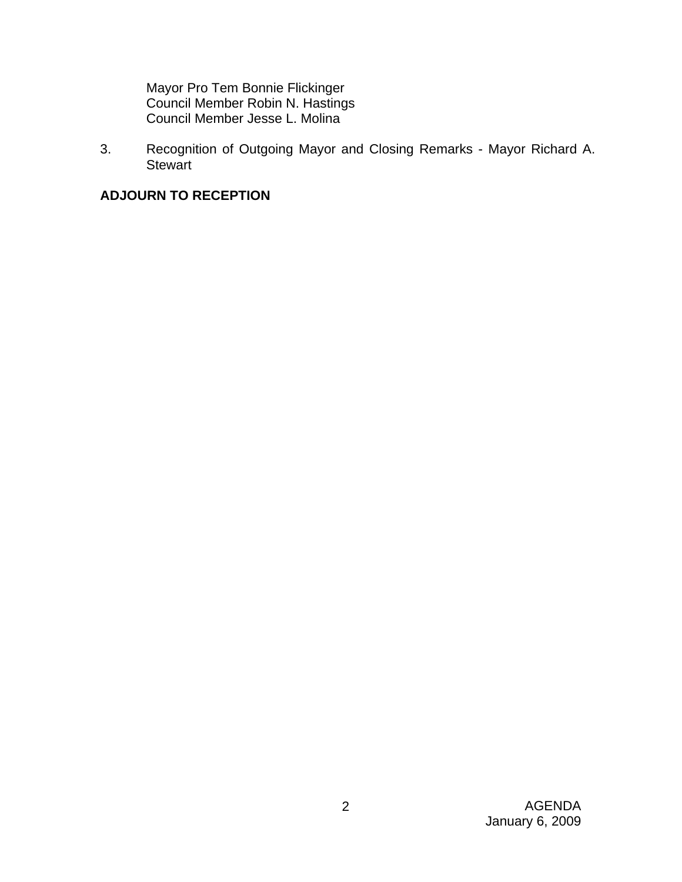Mayor Pro Tem Bonnie Flickinger
Council Member Robin N. Hastings
Council Member Jesse L. Molina

3. Recognition of Outgoing Mayor and Closing Remarks - Mayor Richard A. Stewart

**ADJOURN TO RECEPTION**